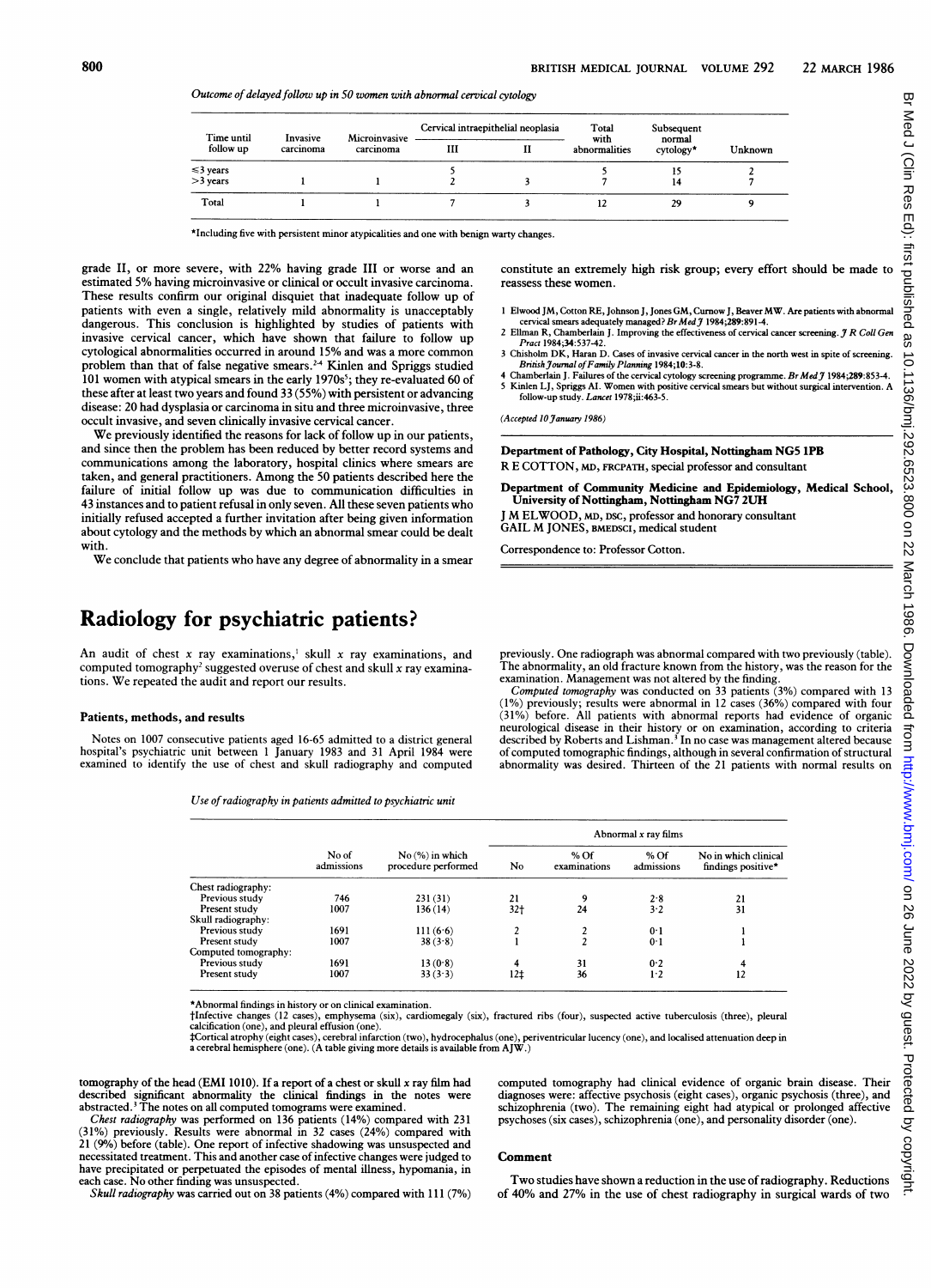*Outcome of delayed follow up in 50 women with abnormal cervical cytology*

| Time until follow up | Invasive carcinoma | Microinvasive carcinoma | Cervical intraepithelial neoplasia | | Total with abnormalities | Subsequent normal cytology* | Unknown |
|---|---|---|---|---|---|---|---|
| | | | III | II | | | |
| ≤3 years | | | 5 | | 5 | 15 | 2 |
| >3 years | 1 | 1 | 2 | 3 | 7 | 14 | 7 |
| Total | 1 | 1 | 7 | 3 | 12 | 29 | 9 |

*Including five with persistent minor atypicalities and one with benign warty changes.

grade II, or more severe, with 22% having grade III or worse and an estimated 5% having microinvasive or clinical or occult invasive carcinoma. These results confirm our original disquiet that inadequate follow up of patients with even a single, relatively mild abnormality is unacceptably dangerous. This conclusion is highlighted by studies of patients with invasive cervical cancer, which have shown that failure to follow up cytological abnormalities occurred in around 15% and was a more common problem than that of false negative smears.[2-4] Kinlen and Spriggs studied 101 women with atypical smears in the early 1970s[5]; they re-evaluated 60 of these after at least two years and found 33 (55%) with persistent or advancing disease: 20 had dysplasia or carcinoma in situ and three microinvasive, three occult invasive, and seven clinically invasive cervical cancer.

We previously identified the reasons for lack of follow up in our patients, and since then the problem has been reduced by better record systems and communications among the laboratory, hospital clinics where smears are taken, and general practitioners. Among the 50 patients described here the failure of initial follow up was due to communication difficulties in 43 instances and to patient refusal in only seven. All these seven patients who initially refused accepted a further invitation after being given information about cytology and the methods by which an abnormal smear could be dealt with.

We conclude that patients who have any degree of abnormality in a smear constitute an extremely high risk group; every effort should be made to reassess these women.

1 Elwood JM, Cotton RE, Johnson J, Jones GM, Curnow J, Beaver MW. Are patients with abnormal cervical smears adequately managed? *Br Med J* 1984;289:891-4.
2 Ellman R, Chamberlain J. Improving the effectiveness of cervical cancer screening. *J R Coll Gen Pract* 1984;34:537-42.
3 Chisholm DK, Haran D. Cases of invasive cervical cancer in the north west in spite of screening. *British Journal of Family Planning* 1984;10:3-8.
4 Chamberlain J. Failures of the cervical cytology screening programme. *Br Med J* 1984;289:853-4.
5 Kinlen LJ, Spriggs AI. Women with positive cervical smears but without surgical intervention. A follow-up study. *Lancet* 1978;ii:463-5.

*(Accepted 10 January 1986)*

**Department of Pathology, City Hospital, Nottingham NG5 1PB**
R E COTTON, MD, FRCPATH, special professor and consultant

**Department of Community Medicine and Epidemiology, Medical School, University of Nottingham, Nottingham NG7 2UH**
J M ELWOOD, MD, DSC, professor and honorary consultant
GAIL M JONES, BMEDSCI, medical student

Correspondence to: Professor Cotton.

# Radiology for psychiatric patients?

An audit of chest x ray examinations,[1] skull x ray examinations, and computed tomography[2] suggested overuse of chest and skull x ray examinations. We repeated the audit and report our results.

## Patients, methods, and results

Notes on 1007 consecutive patients aged 16-65 admitted to a district general hospital's psychiatric unit between 1 January 1983 and 31 April 1984 were examined to identify the use of chest and skull radiography and computed tomography of the head (EMI 1010). If a report of a chest or skull x ray film had described significant abnormality the clinical findings in the notes were abstracted.[3] The notes on all computed tomograms were examined.

*Chest radiography* was performed on 136 patients (14%) compared with 231 (31%) previously. Results were abnormal in 32 cases (24%) compared with 21 (9%) before (table). One report of infective shadowing was unsuspected and necessitated treatment. This and another case of infective changes were judged to have precipitated or perpetuated the episodes of mental illness, hypomania, in each case. No other finding was unsuspected.

*Skull radiography* was carried out on 38 patients (4%) compared with 111 (7%) previously. One radiograph was abnormal compared with two previously (table). The abnormality, an old fracture known from the history, was the reason for the examination. Management was not altered by the finding.

*Computed tomography* was conducted on 33 patients (3%) compared with 13 (1%) previously; results were abnormal in 12 cases (36%) compared with four (31%) before. All patients with abnormal reports had evidence of organic neurological disease in their history or on examination, according to criteria described by Roberts and Lishman.[3] In no case was management altered because of computed tomographic findings, although in several confirmation of structural abnormality was desired. Thirteen of the 21 patients with normal results on computed tomography had clinical evidence of organic brain disease. Their diagnoses were: affective psychosis (eight cases), organic psychosis (three), and schizophrenia (two). The remaining eight had atypical or prolonged affective psychoses (six cases), schizophrenia (one), and personality disorder (one).

*Use of radiography in patients admitted to psychiatric unit*

| | No of admissions | No (%) in which procedure performed | Abnormal x ray films | | | |
|---|---|---|---|---|---|---|
| | | | No | % Of examinations | % Of admissions | No in which clinical findings positive* |
| Chest radiography: | | | | | | |
| Previous study | 746 | 231 (31) | 21 | 9 | 2·8 | 21 |
| Present study | 1007 | 136 (14) | 32† | 24 | 3·2 | 31 |
| Skull radiography: | | | | | | |
| Previous study | 1691 | 111 (6·6) | 2 | 2 | 0·1 | 1 |
| Present study | 1007 | 38 (3·8) | 1 | 2 | 0·1 | 1 |
| Computed tomography: | | | | | | |
| Previous study | 1691 | 13 (0·8) | 4 | 31 | 0·2 | 4 |
| Present study | 1007 | 33 (3·3) | 12‡ | 36 | 1·2 | 12 |

*Abnormal findings in history or on clinical examination.
†Infective changes (12 cases), emphysema (six), cardiomegaly (six), fractured ribs (four), suspected active tuberculosis (three), pleural calcification (one), and pleural effusion (one).
‡Cortical atrophy (eight cases), cerebral infarction (two), hydrocephalus (one), periventricular lucency (one), and localised attenuation deep in a cerebral hemisphere (one). (A table giving more details is available from AJW.)

## Comment

Two studies have shown a reduction in the use of radiography. Reductions of 40% and 27% in the use of chest radiography in surgical wards of two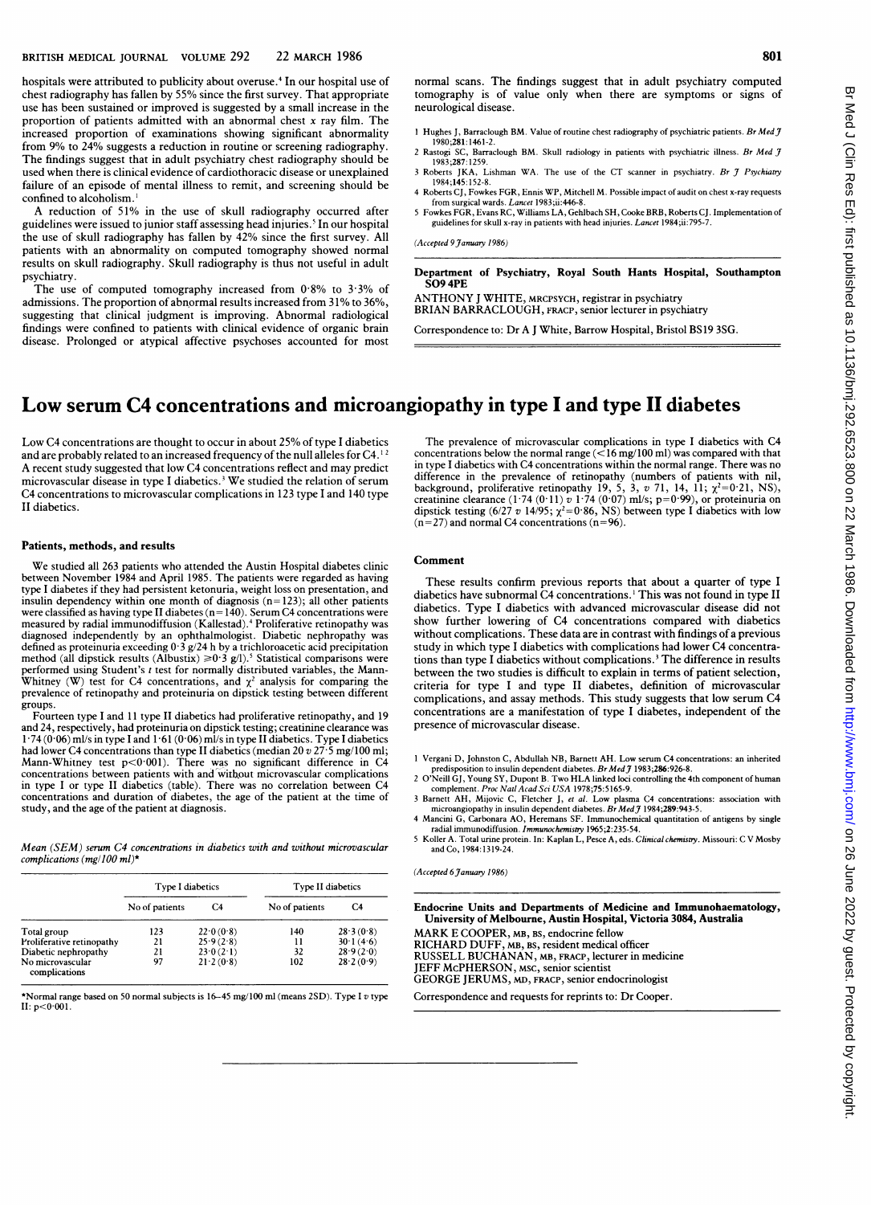hospitals were attributed to publicity about overuse.[4] In our hospital use of chest radiography has fallen by 55% since the first survey. That appropriate use has been sustained or improved is suggested by a small increase in the proportion of patients admitted with an abnormal chest x ray film. The increased proportion of examinations showing significant abnormality from 9% to 24% suggests a reduction in routine or screening radiography. The findings suggest that in adult psychiatry chest radiography should be used when there is clinical evidence of cardiothoracic disease or unexplained failure of an episode of mental illness to remit, and screening should be confined to alcoholism.[1]

A reduction of 51% in the use of skull radiography occurred after guidelines were issued to junior staff assessing head injuries.[5] In our hospital the use of skull radiography has fallen by 42% since the first survey. All patients with an abnormality on computed tomography showed normal results on skull radiography. Skull radiography is thus not useful in adult psychiatry.

The use of computed tomography increased from 0·8% to 3·3% of admissions. The proportion of abnormal results increased from 31% to 36%, suggesting that clinical judgment is improving. Abnormal radiological findings were confined to patients with clinical evidence of organic brain disease. Prolonged or atypical affective psychoses accounted for most normal scans. The findings suggest that in adult psychiatry computed tomography is of value only when there are symptoms or signs of neurological disease.

1 Hughes J, Barraclough BM. Value of routine chest radiography of psychiatric patients. *Br Med J* 1980;281:1461-2.
2 Rastogi SC, Barraclough BM. Skull radiology in patients with psychiatric illness. *Br Med J* 1983;287:1259.
3 Roberts JKA, Lishman WA. The use of the CT scanner in psychiatry. *Br J Psychiatry* 1984;145:152-8.
4 Roberts CJ, Fowkes FGR, Ennis WP, Mitchell M. Possible impact of audit on chest x-ray requests from surgical wards. *Lancet* 1983;ii:446-8.
5 Fowkes FGR, Evans RC, Williams LA, Gehlbach SH, Cooke BRB, Roberts CJ. Implementation of guidelines for skull x-ray in patients with head injuries. *Lancet* 1984;ii:795-7.

*(Accepted 9 January 1986)*

**Department of Psychiatry, Royal South Hants Hospital, Southampton SO9 4PE**

ANTHONY J WHITE, MRCPSYCH, registrar in psychiatry
BRIAN BARRACLOUGH, FRACP, senior lecturer in psychiatry

Correspondence to: Dr A J White, Barrow Hospital, Bristol BS19 3SG.

# Low serum C4 concentrations and microangiopathy in type I and type II diabetes

Low C4 concentrations are thought to occur in about 25% of type I diabetics and are probably related to an increased frequency of the null alleles for C4.[1,2] A recent study suggested that low C4 concentrations reflect and may predict microvascular disease in type I diabetics.[3] We studied the relation of serum C4 concentrations to microvascular complications in 123 type I and 140 type II diabetics.

## Patients, methods, and results

We studied all 263 patients who attended the Austin Hospital diabetes clinic between November 1984 and April 1985. The patients were regarded as having type I diabetes if they had persistent ketonuria, weight loss on presentation, and insulin dependency within one month of diagnosis (n=123); all other patients were classified as having type II diabetes (n=140). Serum C4 concentrations were measured by radial immunodiffusion (Kallestad).[4] Proliferative retinopathy was diagnosed independently by an ophthalmologist. Diabetic nephropathy was defined as proteinuria exceeding 0·3 g/24 h by a trichloroacetic acid precipitation method (all dipstick results (Albustix) ≥0·3 g/l).[5] Statistical comparisons were performed using Student's *t* test for normally distributed variables, the Mann-Whitney (W) test for C4 concentrations, and $\chi^2$ analysis for comparing the prevalence of retinopathy and proteinuria on dipstick testing between different groups.

Fourteen type I and 11 type II diabetics had proliferative retinopathy, and 19 and 24, respectively, had proteinuria on dipstick testing; creatinine clearance was 1·74 (0·06) ml/s in type I and 1·61 (0·06) ml/s in type II diabetics. Type I diabetics had lower C4 concentrations than type II diabetics (median 20 *v* 27·5 mg/100 ml; Mann-Whitney test $p<0·001$). There was no significant difference in C4 concentrations between patients with and without microvascular complications in type I or type II diabetics (table). There was no correlation between C4 concentrations and duration of diabetes, the age of the patient at the time of study, and the age of the patient at diagnosis.

*Mean (SEM) serum C4 concentrations in diabetics with and without microvascular complications (mg/100 ml)\**

| | Type I diabetics | | Type II diabetics | |
|---|---|---|---|---|
| | No of patients | C4 | No of patients | C4 |
| Total group | 123 | 22·0 (0·8) | 140 | 28·3 (0·8) |
| Proliferative retinopathy | 21 | 25·9 (2·8) | 11 | 30·1 (4·6) |
| Diabetic nephropathy | 21 | 23·0 (2·1) | 32 | 28·9 (2·0) |
| No microvascular complications | 97 | 21·2 (0·8) | 102 | 28·2 (0·9) |

\*Normal range based on 50 normal subjects is 16–45 mg/100 ml (means 2SD). Type I *v* type II: $p<0·001$.

The prevalence of microvascular complications in type I diabetics with C4 concentrations below the normal range (<16 mg/100 ml) was compared with that in type I diabetics with C4 concentrations within the normal range. There was no difference in the prevalence of retinopathy (numbers of patients with nil, background, proliferative retinopathy 19, 5, 3, *v* 71, 14, 11; $\chi^2=0·21$, NS), creatinine clearance (1·74 (0·11) *v* 1·74 (0·07) ml/s; $p=0·99$), or proteinuria on dipstick testing (6/27 *v* 14/95; $\chi^2=0·86$, NS) between type I diabetics with low (n=27) and normal C4 concentrations (n=96).

## Comment

These results confirm previous reports that about a quarter of type I diabetics have subnormal C4 concentrations.[1] This was not found in type II diabetics. Type I diabetics with advanced microvascular disease did not show further lowering of C4 concentrations compared with diabetics without complications. These data are in contrast with findings of a previous study in which type I diabetics with complications had lower C4 concentrations than type I diabetics without complications.[3] The difference in results between the two studies is difficult to explain in terms of patient selection, criteria for type I and type II diabetes, definition of microvascular complications, and assay methods. This study suggests that low serum C4 concentrations are a manifestation of type I diabetes, independent of the presence of microvascular disease.

1 Vergani D, Johnston C, Abdullah NB, Barnett AH. Low serum C4 concentrations: an inherited predisposition to insulin dependent diabetes. *Br Med J* 1983;286:926-8.
2 O'Neill GJ, Young SY, Dupont B. Two HLA linked loci controlling the 4th component of human complement. *Proc Natl Acad Sci USA* 1978;75:5165-9.
3 Barnett AH, Mijovic C, Fletcher J, *et al*. Low plasma C4 concentrations: association with microangiopathy in insulin dependent diabetes. *Br Med J* 1984;289:943-5.
4 Mancini G, Carbonara AO, Heremans SF. Immunochemical quantitation of antigens by single radial immunodiffusion. *Immunochemistry* 1965;2:235-54.
5 Koller A. Total urine protein. In: Kaplan L, Pesce A, eds. *Clinical chemistry*. Missouri: C V Mosby and Co, 1984:1319-24.

*(Accepted 6 January 1986)*

**Endocrine Units and Departments of Medicine and Immunohaematology, University of Melbourne, Austin Hospital, Victoria 3084, Australia**

MARK E COOPER, MB, BS, endocrine fellow
RICHARD DUFF, MB, BS, resident medical officer
RUSSELL BUCHANAN, MB, FRACP, lecturer in medicine
JEFF McPHERSON, MSC, senior scientist
GEORGE JERUMS, MD, FRACP, senior endocrinologist

Correspondence and requests for reprints to: Dr Cooper.